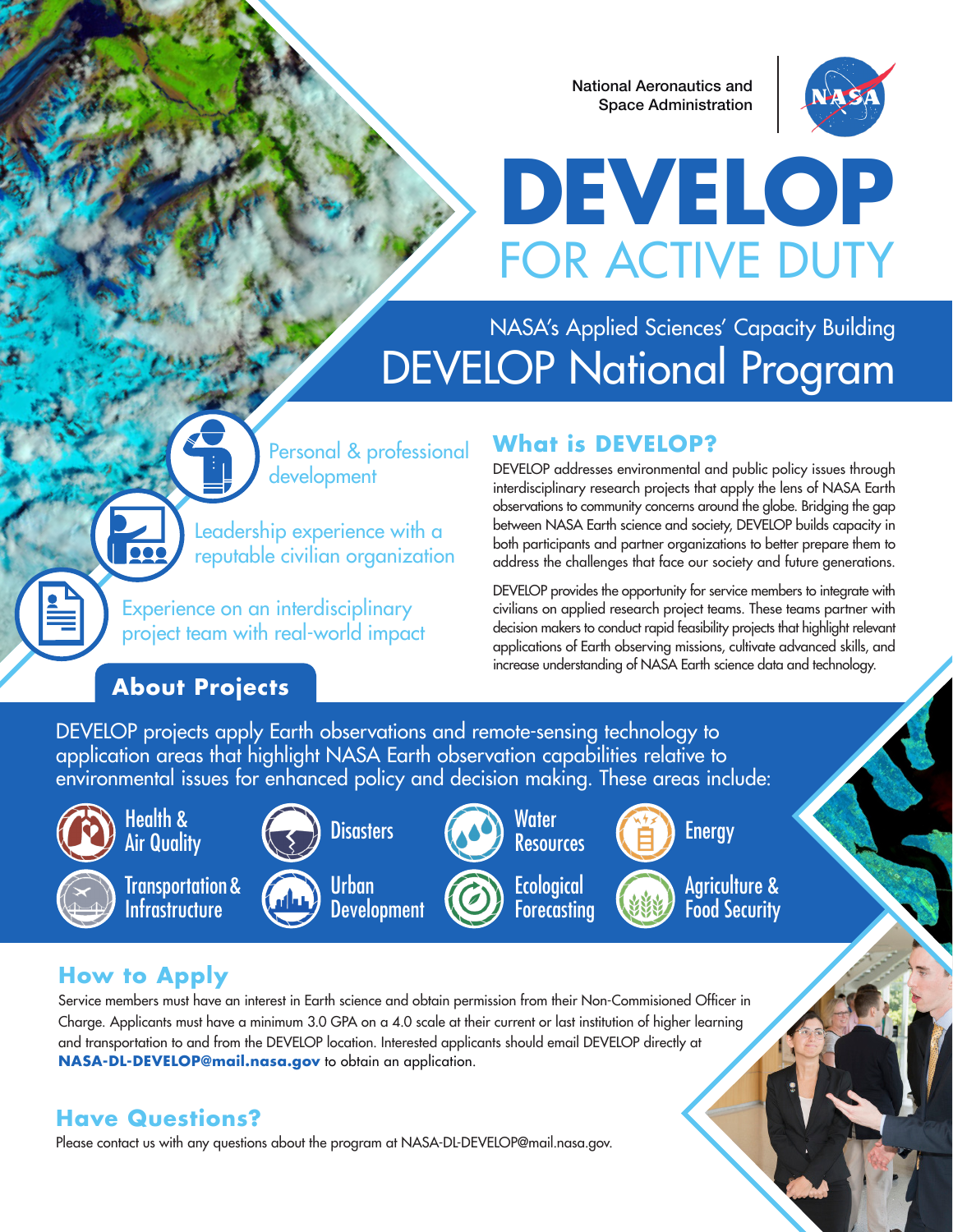National Aeronautics and Space Administration

# DEVELOP
## FOR ACTIVE DUTY

NASA's Applied Sciences' Capacity Building

## DEVELOP National Program

- Personal & professional development
- Leadership experience with a reputable civilian organization
- Experience on an interdisciplinary project team with real-world impact

## What is DEVELOP?

DEVELOP addresses environmental and public policy issues through interdisciplinary research projects that apply the lens of NASA Earth observations to community concerns around the globe. Bridging the gap between NASA Earth science and society, DEVELOP builds capacity in both participants and partner organizations to better prepare them to address the challenges that face our society and future generations.

DEVELOP provides the opportunity for service members to integrate with civilians on applied research project teams. These teams partner with decision makers to conduct rapid feasibility projects that highlight relevant applications of Earth observing missions, cultivate advanced skills, and increase understanding of NASA Earth science data and technology.

## About Projects

DEVELOP projects apply Earth observations and remote-sensing technology to application areas that highlight NASA Earth observation capabilities relative to environmental issues for enhanced policy and decision making. These areas include:

- Health & Air Quality
- Disasters
- Water Resources
- Energy
- Transportation & Infrastructure
- Urban Development
- Ecological Forecasting
- Agriculture & Food Security

## How to Apply

Service members must have an interest in Earth science and obtain permission from their Non-Commisioned Officer in Charge. Applicants must have a minimum 3.0 GPA on a 4.0 scale at their current or last institution of higher learning and transportation to and from the DEVELOP location. Interested applicants should email DEVELOP directly at **NASA-DL-DEVELOP@mail.nasa.gov** to obtain an application.

## Have Questions?

Please contact us with any questions about the program at NASA-DL-DEVELOP@mail.nasa.gov.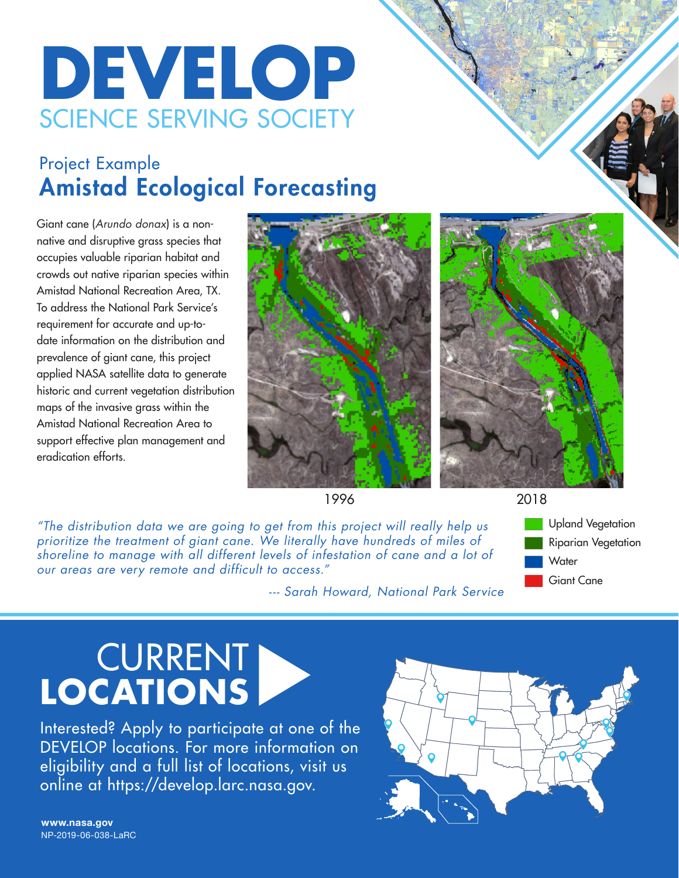# DEVELOP

SCIENCE SERVING SOCIETY

## Project Example

## Amistad Ecological Forecasting

Giant cane (*Arundo donax*) is a non-native and disruptive grass species that occupies valuable riparian habitat and crowds out native riparian species within Amistad National Recreation Area, TX. To address the National Park Service's requirement for accurate and up-to-date information on the distribution and prevalence of giant cane, this project applied NASA satellite data to generate historic and current vegetation distribution maps of the invasive grass within the Amistad National Recreation Area to support effective plan management and eradication efforts.

1996

2018

Upland Vegetation

Riparian Vegetation

Water

Giant Cane

*"The distribution data we are going to get from this project will really help us prioritize the treatment of giant cane. We literally have hundreds of miles of shoreline to manage with all different levels of infestation of cane and a lot of our areas are very remote and difficult to access."*

*--- Sarah Howard, National Park Service*

## CURRENT LOCATIONS

Interested? Apply to participate at one of the DEVELOP locations. For more information on eligibility and a full list of locations, visit us online at https://develop.larc.nasa.gov.

**www.nasa.gov**

NP-2019-06-038-LaRC